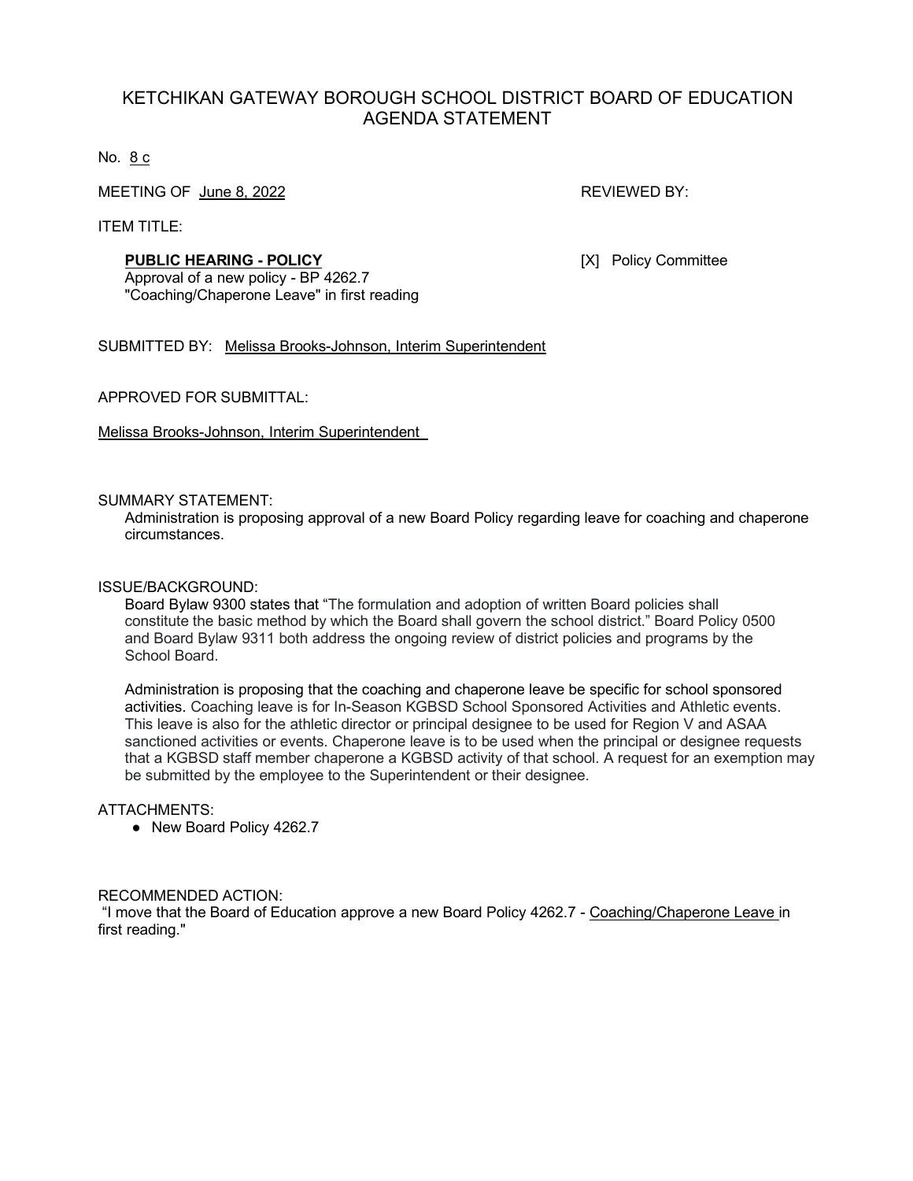# KETCHIKAN GATEWAY BOROUGH SCHOOL DISTRICT BOARD OF EDUCATION AGENDA STATEMENT

No. 8 c

MEETING OF June 8, 2022

REVIEWED BY:

[X] Policy Committee

ITEM TITLE:

**PUBLIC HEARING - POLICY**
Approval of a new policy - BP 4262.7 "Coaching/Chaperone Leave" in first reading

SUBMITTED BY: Melissa Brooks-Johnson, Interim Superintendent

APPROVED FOR SUBMITTAL:

Melissa Brooks-Johnson, Interim Superintendent

SUMMARY STATEMENT:

Administration is proposing approval of a new Board Policy regarding leave for coaching and chaperone circumstances.

ISSUE/BACKGROUND:

Board Bylaw 9300 states that "The formulation and adoption of written Board policies shall constitute the basic method by which the Board shall govern the school district." Board Policy 0500 and Board Bylaw 9311 both address the ongoing review of district policies and programs by the School Board.

Administration is proposing that the coaching and chaperone leave be specific for school sponsored activities. Coaching leave is for In-Season KGBSD School Sponsored Activities and Athletic events. This leave is also for the athletic director or principal designee to be used for Region V and ASAA sanctioned activities or events. Chaperone leave is to be used when the principal or designee requests that a KGBSD staff member chaperone a KGBSD activity of that school. A request for an exemption may be submitted by the employee to the Superintendent or their designee.

ATTACHMENTS:

- New Board Policy 4262.7

RECOMMENDED ACTION:

"I move that the Board of Education approve a new Board Policy 4262.7 - Coaching/Chaperone Leave in first reading."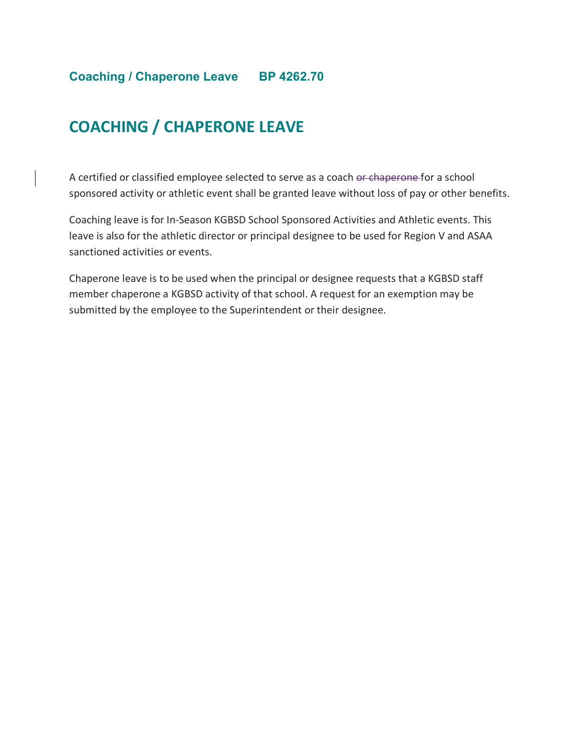# COACHING / CHAPERONE LEAVE

A certified or classified employee selected to serve as a coach ~~or chaperone~~ for a school sponsored activity or athletic event shall be granted leave without loss of pay or other benefits.

Coaching leave is for In-Season KGBSD School Sponsored Activities and Athletic events. This leave is also for the athletic director or principal designee to be used for Region V and ASAA sanctioned activities or events.

Chaperone leave is to be used when the principal or designee requests that a KGBSD staff member chaperone a KGBSD activity of that school. A request for an exemption may be submitted by the employee to the Superintendent or their designee.